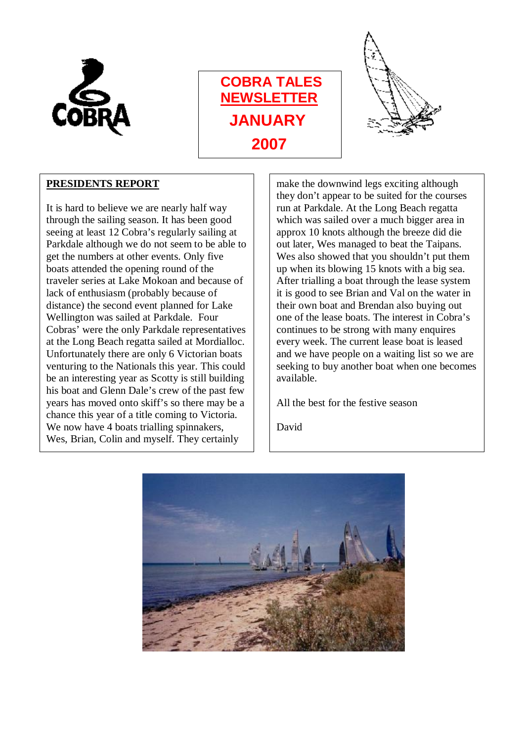# COBRA TALES NEWSLETTER

## JANUARY 2007

## PRESIDENTS REPORT

It is hard to believe we are nearly half way through the sailing season. It has been good seeing at least 12 Cobra's regularly sailing at Parkdale although we do not seem to be able to get the numbers at other events. Only five boats attended the opening round of the traveler series at Lake Mokoan and because of lack of enthusiasm (probably because of distance) the second event planned for Lake Wellington was sailed at Parkdale. Four Cobras' were the only Parkdale representatives at the Long Beach regatta sailed at Mordialloc. Unfortunately there are only 6 Victorian boats venturing to the Nationals this year. This could be an interesting year as Scotty is still building his boat and Glenn Dale's crew of the past few years has moved onto skiff's so there may be a chance this year of a title coming to Victoria. We now have 4 boats trialling spinnakers, Wes, Brian, Colin and myself. They certainly make the downwind legs exciting although they don't appear to be suited for the courses run at Parkdale. At the Long Beach regatta which was sailed over a much bigger area in approx 10 knots although the breeze did die out later, Wes managed to beat the Taipans. Wes also showed that you shouldn't put them up when its blowing 15 knots with a big sea. After trialling a boat through the lease system it is good to see Brian and Val on the water in their own boat and Brendan also buying out one of the lease boats. The interest in Cobra's continues to be strong with many enquires every week. The current lease boat is leased and we have people on a waiting list so we are seeking to buy another boat when one becomes available.

All the best for the festive season

David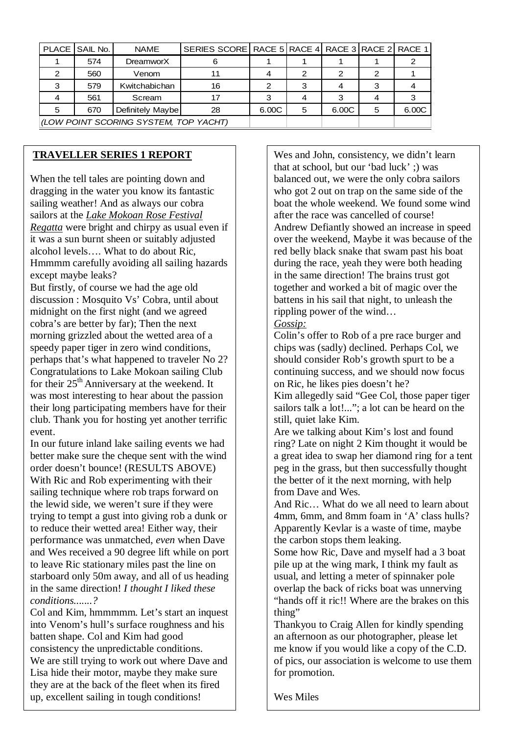| PLACE | SAIL No. | NAME | SERIES SCORE | RACE 5 | RACE 4 | RACE 3 | RACE 2 | RACE 1 |
|---|---|---|---|---|---|---|---|---|
| 1 | 574 | DreamworX | 6 | 1 | 1 | 1 | 1 | 2 |
| 2 | 560 | Venom | 11 | 4 | 2 | 2 | 2 | 1 |
| 3 | 579 | Kwitchabichan | 16 | 2 | 3 | 4 | 3 | 4 |
| 4 | 561 | Scream | 17 | 3 | 4 | 3 | 4 | 3 |
| 5 | 670 | Definitely Maybe | 28 | 6.00C | 5 | 6.00C | 5 | 6.00C |
| *(LOW POINT SCORING SYSTEM, TOP YACHT)* | | | | | | | | |

## TRAVELLER SERIES 1 REPORT

When the tell tales are pointing down and dragging in the water you know its fantastic sailing weather! And as always our cobra sailors at the *Lake Mokoan Rose Festival Regatta* were bright and chirpy as usual even if it was a sun burnt sheen or suitably adjusted alcohol levels…. What to do about Ric, Hmmmm carefully avoiding all sailing hazards except maybe leaks?

But firstly, of course we had the age old discussion : Mosquito Vs' Cobra, until about midnight on the first night (and we agreed cobra's are better by far); Then the next morning grizzled about the wetted area of a speedy paper tiger in zero wind conditions, perhaps that's what happened to traveler No 2? Congratulations to Lake Mokoan sailing Club for their 25th Anniversary at the weekend. It was most interesting to hear about the passion their long participating members have for their club. Thank you for hosting yet another terrific event.

In our future inland lake sailing events we had better make sure the cheque sent with the wind order doesn't bounce! (RESULTS ABOVE)

With Ric and Rob experimenting with their sailing technique where rob traps forward on the lewid side, we weren't sure if they were trying to tempt a gust into giving rob a dunk or to reduce their wetted area! Either way, their performance was unmatched, *even* when Dave and Wes received a 90 degree lift while on port to leave Ric stationary miles past the line on starboard only 50m away, and all of us heading in the same direction! *I thought I liked these conditions.......?*

Col and Kim, hmmmmm. Let's start an inquest into Venom's hull's surface roughness and his batten shape. Col and Kim had good consistency the unpredictable conditions.

We are still trying to work out where Dave and Lisa hide their motor, maybe they make sure they are at the back of the fleet when its fired up, excellent sailing in tough conditions!

Wes and John, consistency, we didn't learn that at school, but our 'bad luck' ;) was balanced out, we were the only cobra sailors who got 2 out on trap on the same side of the boat the whole weekend. We found some wind after the race was cancelled of course!

Andrew Defiantly showed an increase in speed over the weekend, Maybe it was because of the red belly black snake that swam past his boat during the race, yeah they were both heading in the same direction! The brains trust got together and worked a bit of magic over the battens in his sail that night, to unleash the rippling power of the wind…

*Gossip:*

Colin's offer to Rob of a pre race burger and chips was (sadly) declined. Perhaps Col, we should consider Rob's growth spurt to be a continuing success, and we should now focus on Ric, he likes pies doesn't he?

Kim allegedly said "Gee Col, those paper tiger sailors talk a lot!..."; a lot can be heard on the still, quiet lake Kim.

Are we talking about Kim's lost and found ring? Late on night 2 Kim thought it would be a great idea to swap her diamond ring for a tent peg in the grass, but then successfully thought the better of it the next morning, with help from Dave and Wes.

And Ric… What do we all need to learn about 4mm, 6mm, and 8mm foam in 'A' class hulls? Apparently Kevlar is a waste of time, maybe the carbon stops them leaking.

Some how Ric, Dave and myself had a 3 boat pile up at the wing mark, I think my fault as usual, and letting a meter of spinnaker pole overlap the back of ricks boat was unnerving "hands off it ric!! Where are the brakes on this thing"

Thankyou to Craig Allen for kindly spending an afternoon as our photographer, please let me know if you would like a copy of the C.D. of pics, our association is welcome to use them for promotion.

Wes Miles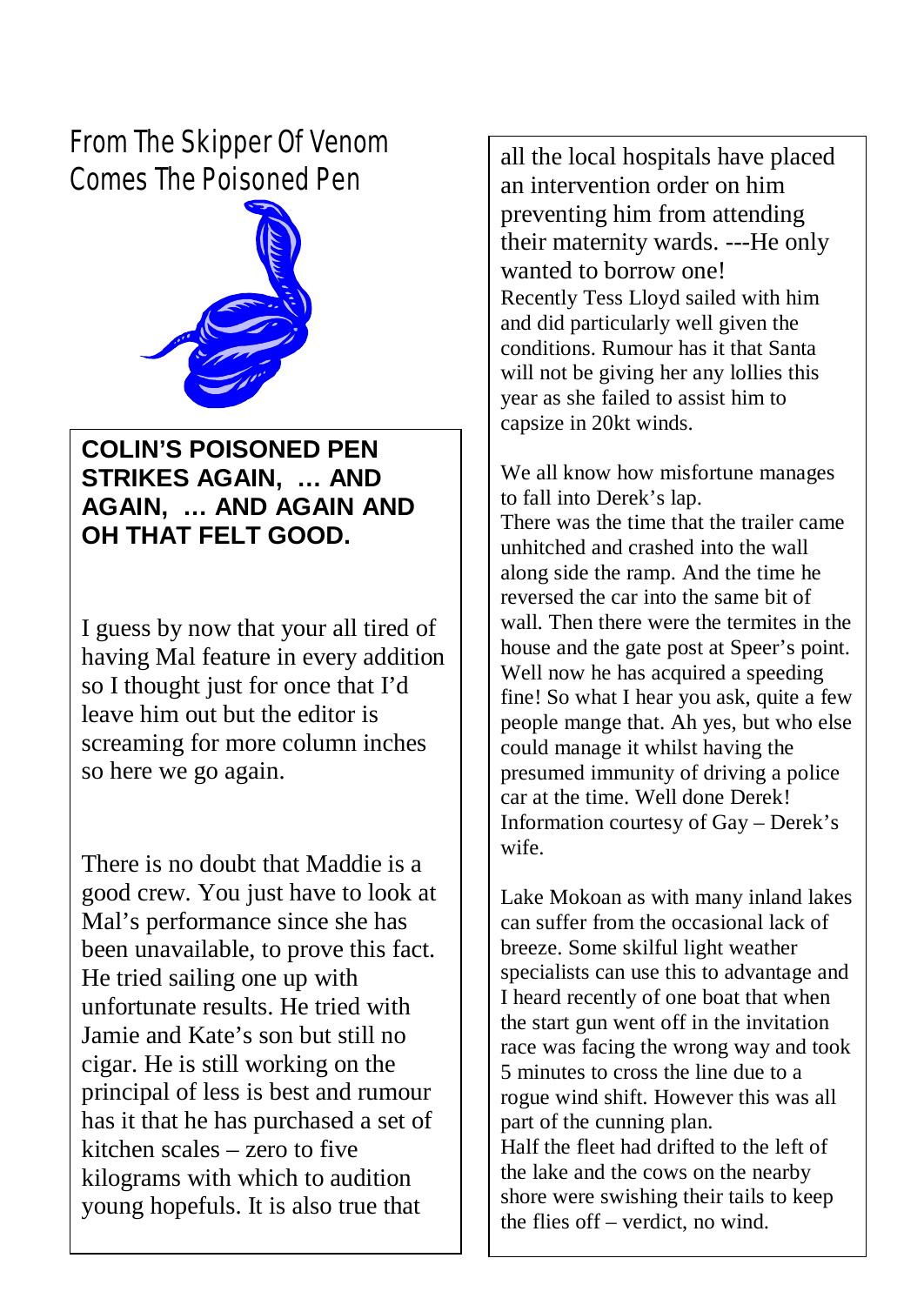# From The Skipper Of Venom Comes The Poisoned Pen

**COLIN'S POISONED PEN STRIKES AGAIN, … AND AGAIN, … AND AGAIN AND OH THAT FELT GOOD.**

I guess by now that your all tired of having Mal feature in every addition so I thought just for once that I'd leave him out but the editor is screaming for more column inches so here we go again.

There is no doubt that Maddie is a good crew. You just have to look at Mal's performance since she has been unavailable, to prove this fact. He tried sailing one up with unfortunate results. He tried with Jamie and Kate's son but still no cigar. He is still working on the principal of less is best and rumour has it that he has purchased a set of kitchen scales – zero to five kilograms with which to audition young hopefuls. It is also true that all the local hospitals have placed an intervention order on him preventing him from attending their maternity wards. ---He only wanted to borrow one!

Recently Tess Lloyd sailed with him and did particularly well given the conditions. Rumour has it that Santa will not be giving her any lollies this year as she failed to assist him to capsize in 20kt winds.

We all know how misfortune manages to fall into Derek's lap.

There was the time that the trailer came unhitched and crashed into the wall along side the ramp. And the time he reversed the car into the same bit of wall. Then there were the termites in the house and the gate post at Speer's point. Well now he has acquired a speeding fine! So what I hear you ask, quite a few people mange that. Ah yes, but who else could manage it whilst having the presumed immunity of driving a police car at the time. Well done Derek! Information courtesy of Gay – Derek's wife.

Lake Mokoan as with many inland lakes can suffer from the occasional lack of breeze. Some skilful light weather specialists can use this to advantage and I heard recently of one boat that when the start gun went off in the invitation race was facing the wrong way and took 5 minutes to cross the line due to a rogue wind shift. However this was all part of the cunning plan.

Half the fleet had drifted to the left of the lake and the cows on the nearby shore were swishing their tails to keep the flies off – verdict, no wind.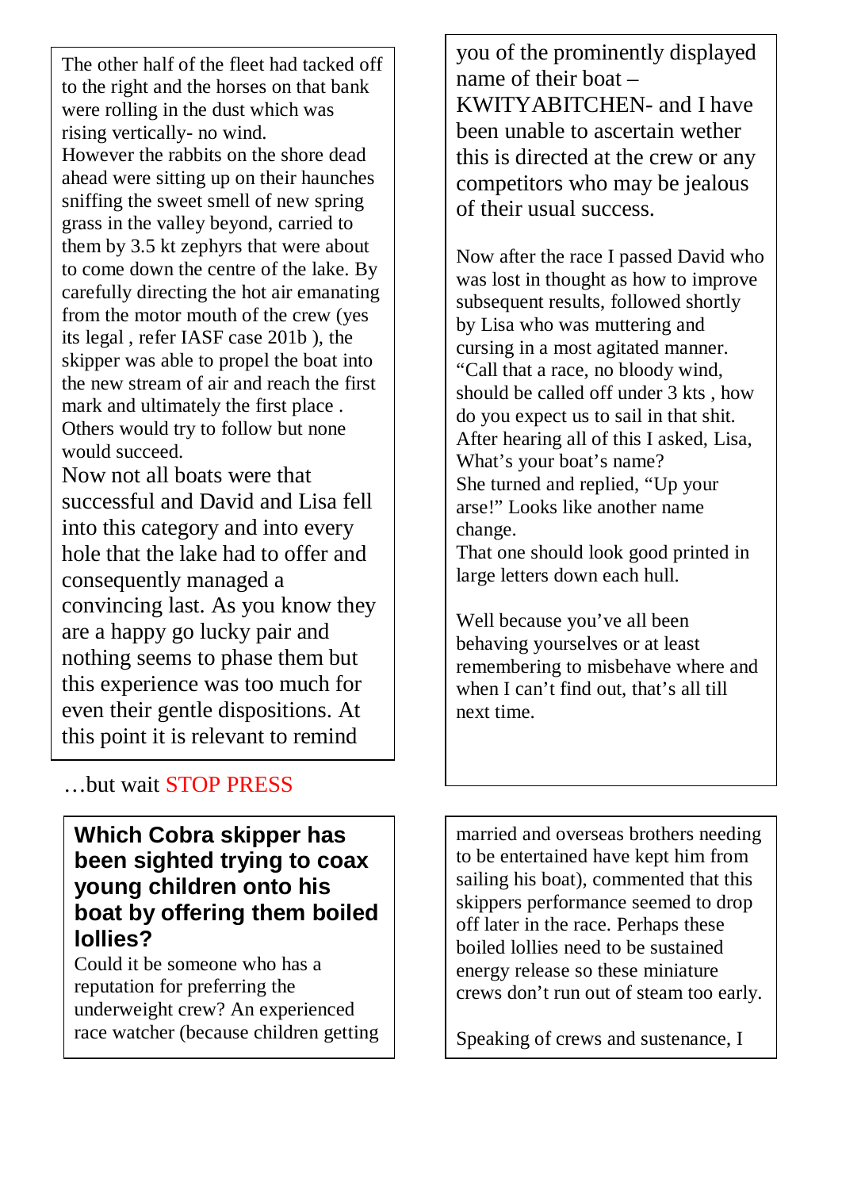The other half of the fleet had tacked off to the right and the horses on that bank were rolling in the dust which was rising vertically- no wind.
However the rabbits on the shore dead ahead were sitting up on their haunches sniffing the sweet smell of new spring grass in the valley beyond, carried to them by 3.5 kt zephyrs that were about to come down the centre of the lake. By carefully directing the hot air emanating from the motor mouth of the crew (yes its legal , refer IASF case 201b ), the skipper was able to propel the boat into the new stream of air and reach the first mark and ultimately the first place . Others would try to follow but none would succeed.
Now not all boats were that successful and David and Lisa fell into this category and into every hole that the lake had to offer and consequently managed a convincing last. As you know they are a happy go lucky pair and nothing seems to phase them but this experience was too much for even their gentle dispositions. At this point it is relevant to remind you of the prominently displayed name of their boat – KWITYABITCHEN- and I have been unable to ascertain wether this is directed at the crew or any competitors who may be jealous of their usual success.

Now after the race I passed David who was lost in thought as how to improve subsequent results, followed shortly by Lisa who was muttering and cursing in a most agitated manner. "Call that a race, no bloody wind, should be called off under 3 kts , how do you expect us to sail in that shit.
After hearing all of this I asked, Lisa, What's your boat's name?
She turned and replied, "Up your arse!" Looks like another name change.
That one should look good printed in large letters down each hull.

Well because you've all been behaving yourselves or at least remembering to misbehave where and when I can't find out, that's all till next time.

…but wait STOP PRESS

**Which Cobra skipper has been sighted trying to coax young children onto his boat by offering them boiled lollies?**

Could it be someone who has a reputation for preferring the underweight crew? An experienced race watcher (because children getting married and overseas brothers needing to be entertained have kept him from sailing his boat), commented that this skippers performance seemed to drop off later in the race. Perhaps these boiled lollies need to be sustained energy release so these miniature crews don't run out of steam too early.

Speaking of crews and sustenance, I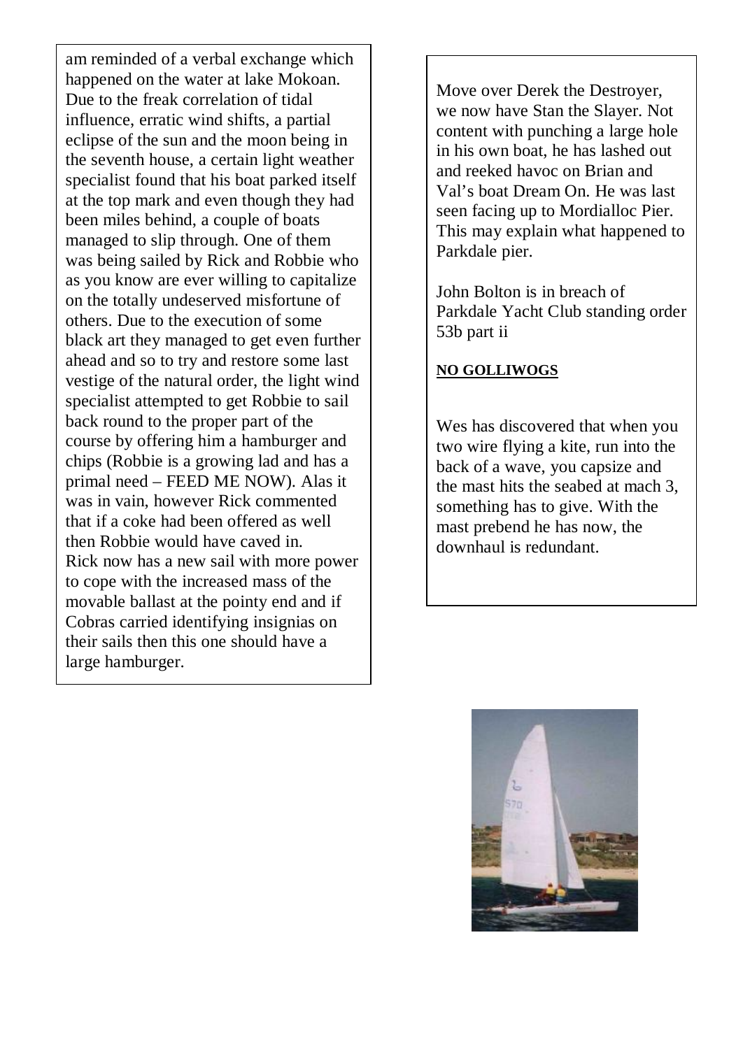am reminded of a verbal exchange which happened on the water at lake Mokoan. Due to the freak correlation of tidal influence, erratic wind shifts, a partial eclipse of the sun and the moon being in the seventh house, a certain light weather specialist found that his boat parked itself at the top mark and even though they had been miles behind, a couple of boats managed to slip through. One of them was being sailed by Rick and Robbie who as you know are ever willing to capitalize on the totally undeserved misfortune of others. Due to the execution of some black art they managed to get even further ahead and so to try and restore some last vestige of the natural order, the light wind specialist attempted to get Robbie to sail back round to the proper part of the course by offering him a hamburger and chips (Robbie is a growing lad and has a primal need – FEED ME NOW). Alas it was in vain, however Rick commented that if a coke had been offered as well then Robbie would have caved in.
Rick now has a new sail with more power to cope with the increased mass of the movable ballast at the pointy end and if Cobras carried identifying insignias on their sails then this one should have a large hamburger.

Move over Derek the Destroyer, we now have Stan the Slayer. Not content with punching a large hole in his own boat, he has lashed out and reeked havoc on Brian and Val's boat Dream On. He was last seen facing up to Mordialloc Pier. This may explain what happened to Parkdale pier.

John Bolton is in breach of Parkdale Yacht Club standing order 53b part ii

**NO GOLLIWOGS**

Wes has discovered that when you two wire flying a kite, run into the back of a wave, you capsize and the mast hits the seabed at mach 3, something has to give. With the mast prebend he has now, the downhaul is redundant.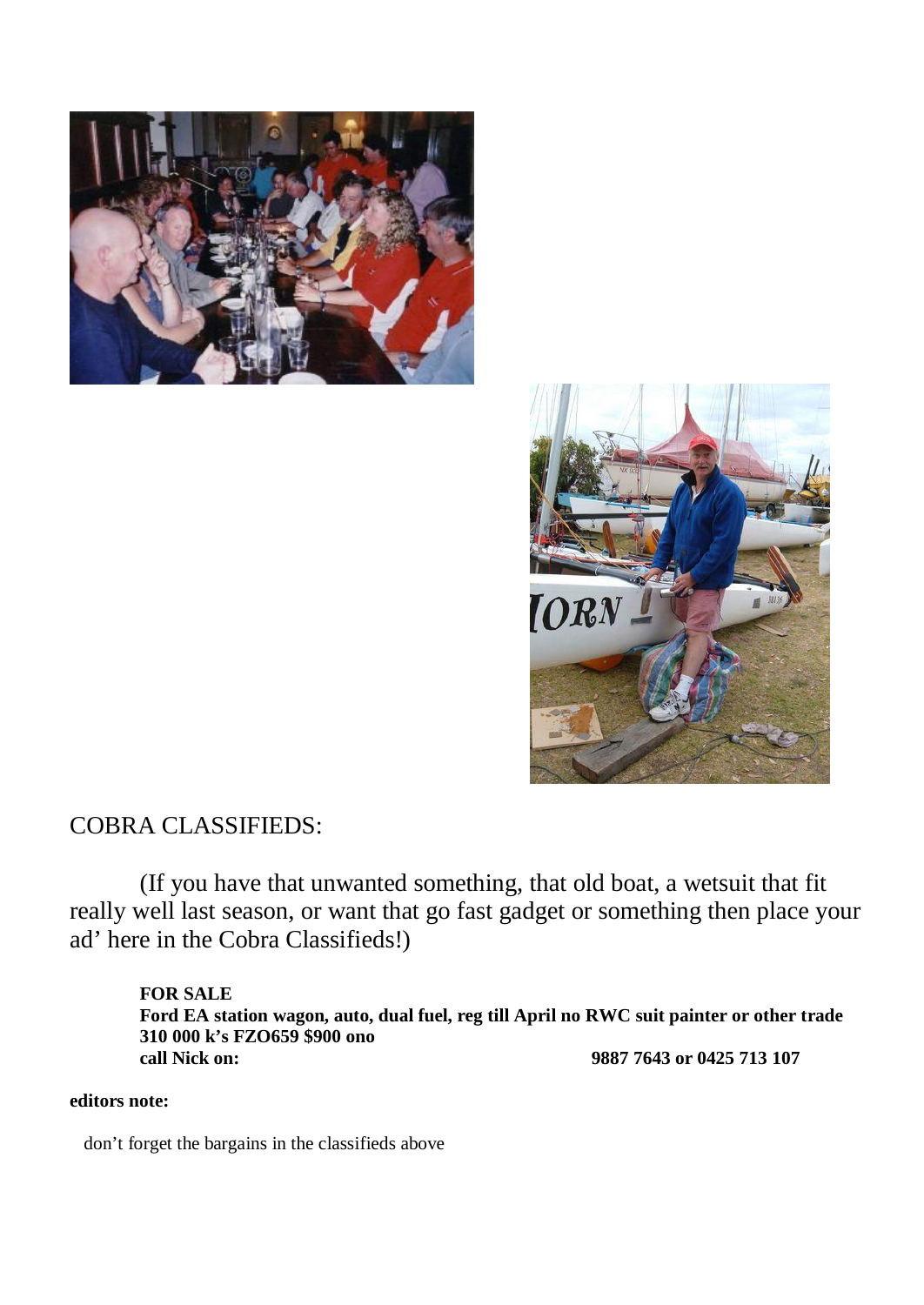COBRA CLASSIFIEDS:

(If you have that unwanted something, that old boat, a wetsuit that fit really well last season, or want that go fast gadget or something then place your ad' here in the Cobra Classifieds!)

**FOR SALE**
**Ford EA station wagon, auto, dual fuel, reg till April no RWC suit painter or other trade 310 000 k's FZO659 $900 ono**
**call Nick on: 9887 7643 or 0425 713 107**

**editors note:**

don't forget the bargains in the classifieds above